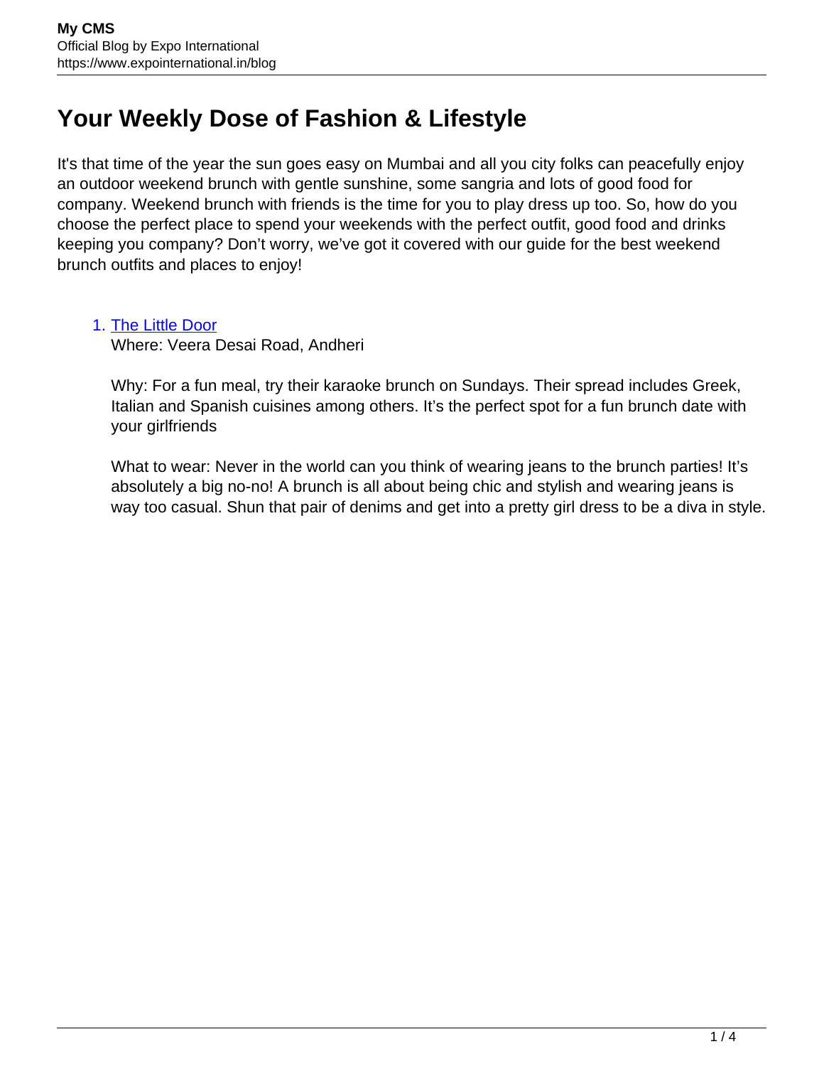# Your Weekly Dose of Fashion & Lifestyle

It's that time of the year the sun goes easy on Mumbai and all you city folks can peacefully enjoy an outdoor weekend brunch with gentle sunshine, some sangria and lots of good food for company. Weekend brunch with friends is the time for you to play dress up too. So, how do you choose the perfect place to spend your weekends with the perfect outfit, good food and drinks keeping you company? Don't worry, we've got it covered with our guide for the best weekend brunch outfits and places to enjoy!

1. The Little Door
   Where: Veera Desai Road, Andheri

   Why: For a fun meal, try their karaoke brunch on Sundays. Their spread includes Greek, Italian and Spanish cuisines among others. It's the perfect spot for a fun brunch date with your girlfriends

   What to wear: Never in the world can you think of wearing jeans to the brunch parties! It's absolutely a big no-no! A brunch is all about being chic and stylish and wearing jeans is way too casual. Shun that pair of denims and get into a pretty girl dress to be a diva in style.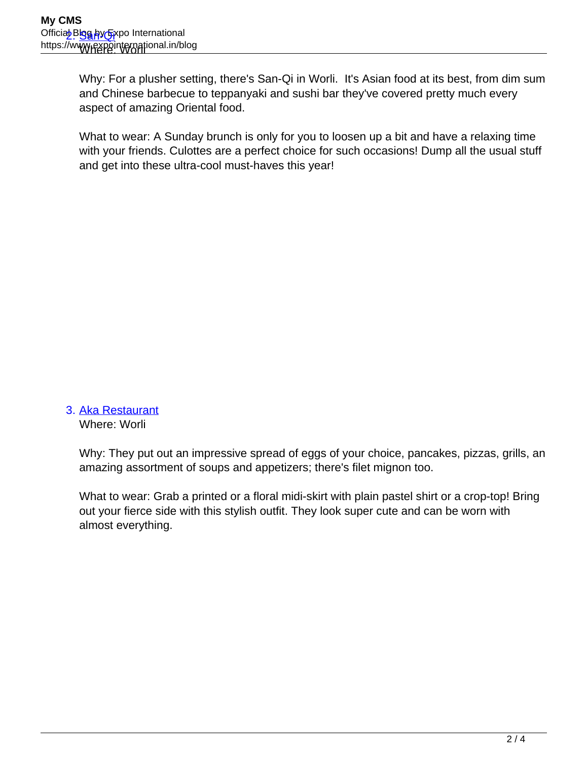2. [San-Qi]()
   Where: Worli

   Why: For a plusher setting, there's San-Qi in Worli.  It's Asian food at its best, from dim sum and Chinese barbecue to teppanyaki and sushi bar they've covered pretty much every aspect of amazing Oriental food.

   What to wear: A Sunday brunch is only for you to loosen up a bit and have a relaxing time with your friends. Culottes are a perfect choice for such occasions! Dump all the usual stuff and get into these ultra-cool must-haves this year!

3. [Aka Restaurant]()
   Where: Worli

   Why: They put out an impressive spread of eggs of your choice, pancakes, pizzas, grills, an amazing assortment of soups and appetizers; there's filet mignon too.

   What to wear: Grab a printed or a floral midi-skirt with plain pastel shirt or a crop-top! Bring out your fierce side with this stylish outfit. They look super cute and can be worn with almost everything.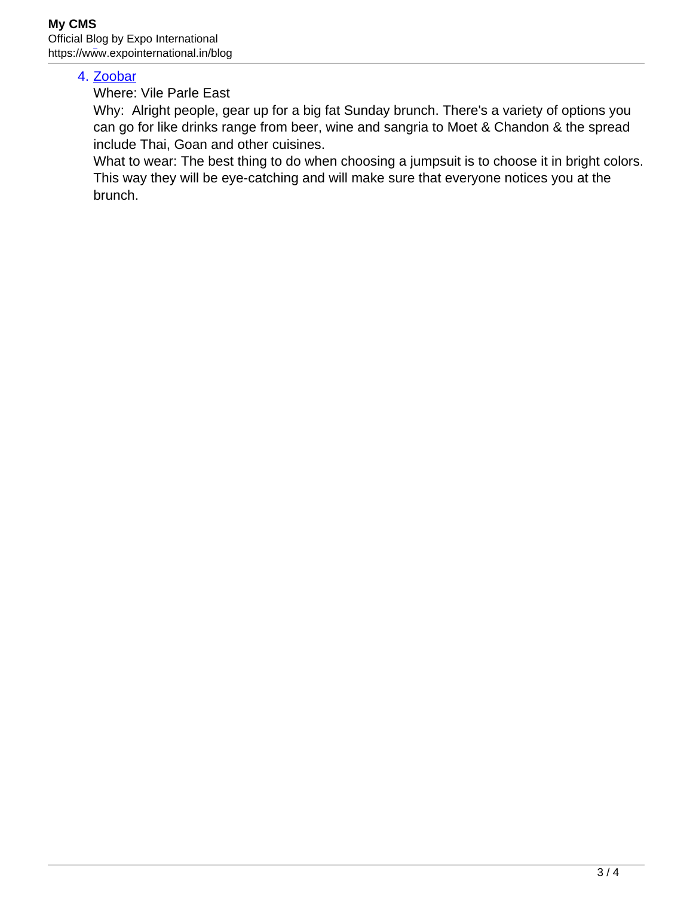4. [Zoobar]
   Where: Vile Parle East
   Why:  Alright people, gear up for a big fat Sunday brunch. There's a variety of options you can go for like drinks range from beer, wine and sangria to Moet & Chandon & the spread include Thai, Goan and other cuisines.
   What to wear: The best thing to do when choosing a jumpsuit is to choose it in bright colors. This way they will be eye-catching and will make sure that everyone notices you at the brunch.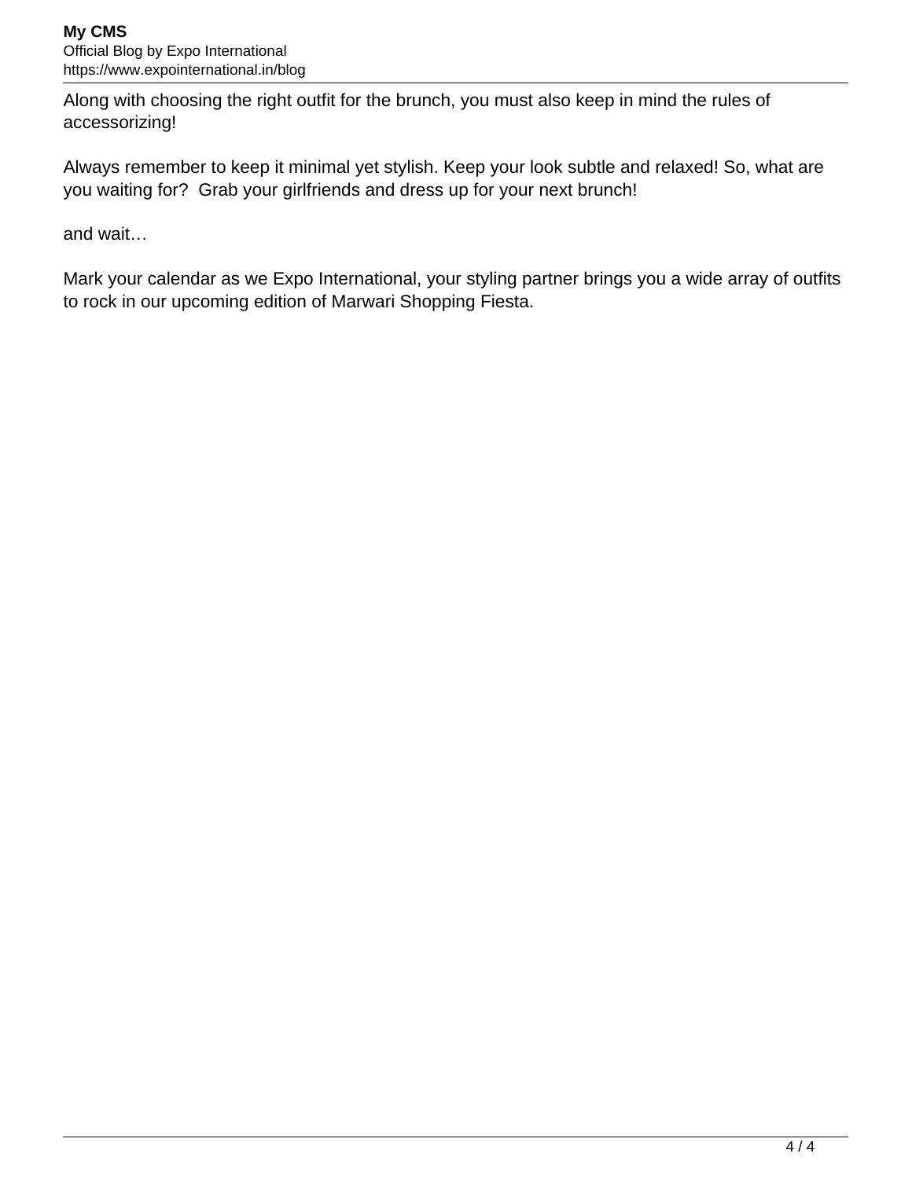Along with choosing the right outfit for the brunch, you must also keep in mind the rules of accessorizing!

Always remember to keep it minimal yet stylish. Keep your look subtle and relaxed! So, what are you waiting for?  Grab your girlfriends and dress up for your next brunch!

and wait…

Mark your calendar as we Expo International, your styling partner brings you a wide array of outfits to rock in our upcoming edition of Marwari Shopping Fiesta.